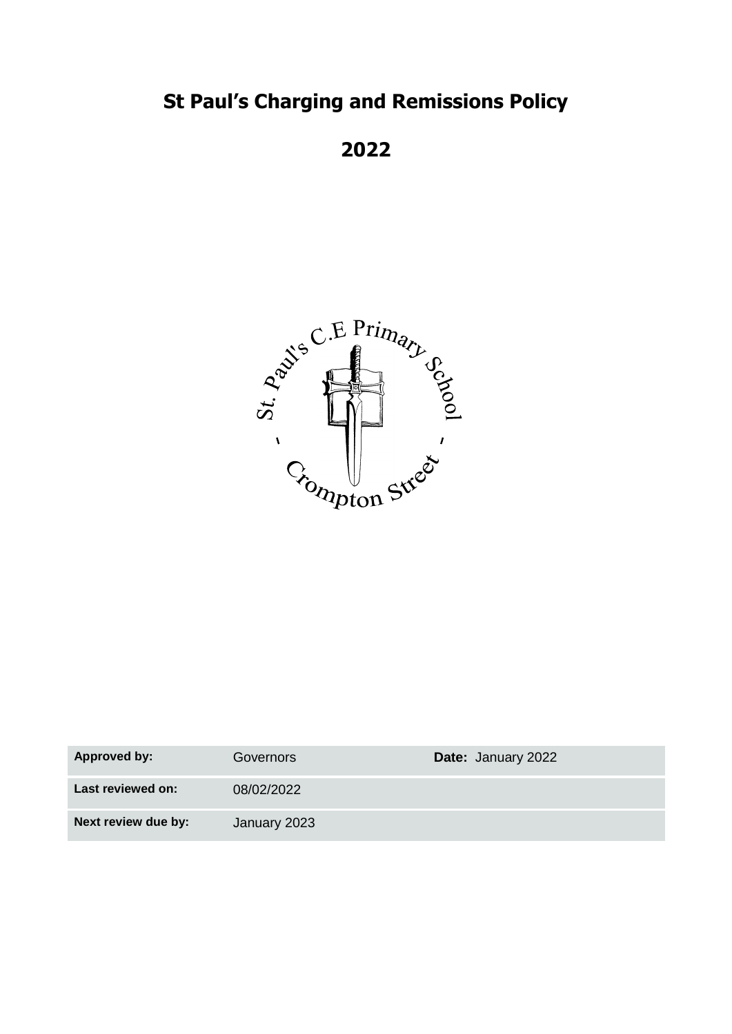# St Paul's Charging and Remissions Policy

# 2022

| Approved by: | Governors | Date: January 2022 |
|---|---|---|
| Last reviewed on: | 08/02/2022 | |
| Next review due by: | January 2023 | |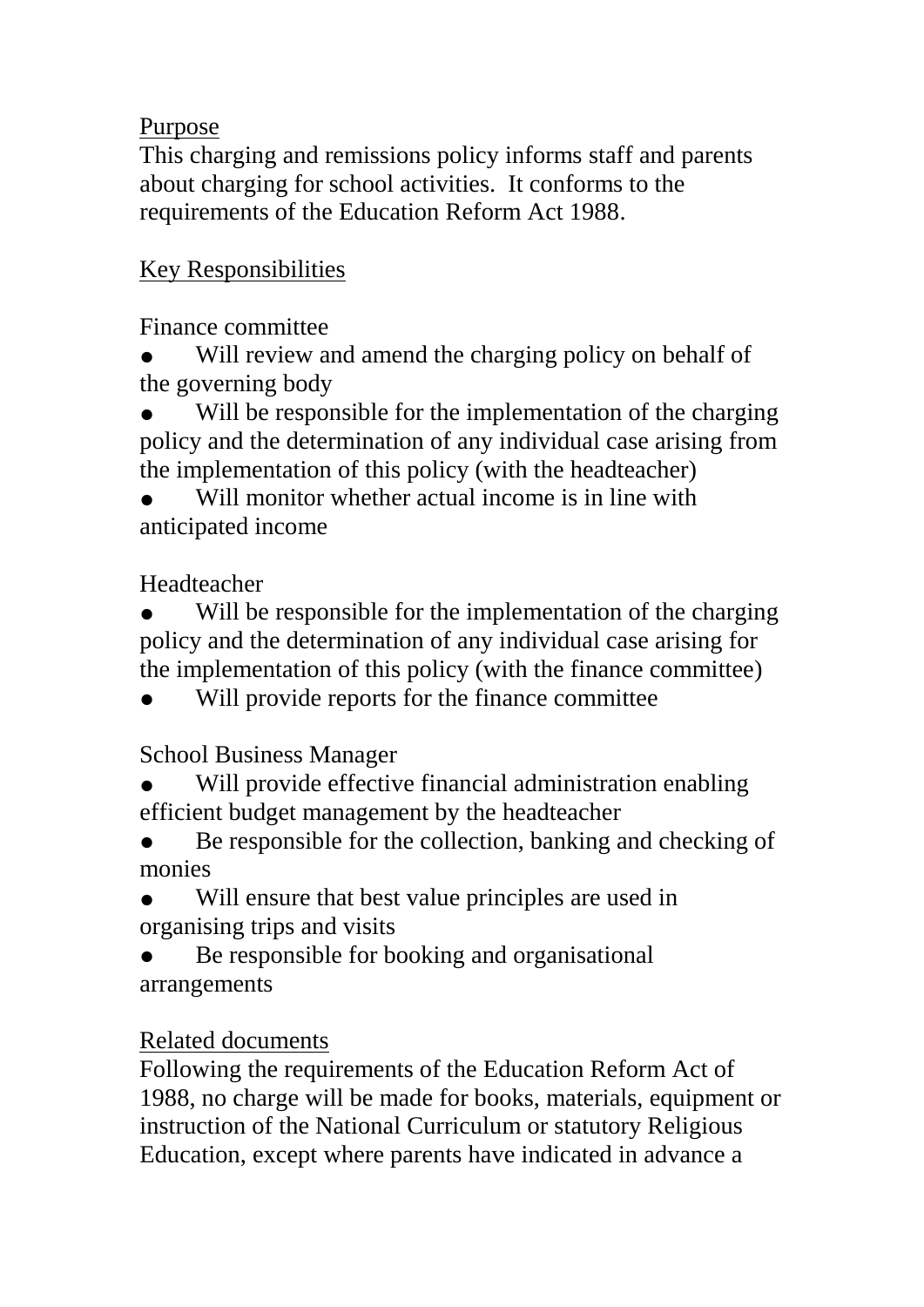## Purpose

This charging and remissions policy informs staff and parents about charging for school activities. It conforms to the requirements of the Education Reform Act 1988.

## Key Responsibilities

Finance committee

- Will review and amend the charging policy on behalf of the governing body
- Will be responsible for the implementation of the charging policy and the determination of any individual case arising from the implementation of this policy (with the headteacher)
- Will monitor whether actual income is in line with anticipated income

Headteacher

- Will be responsible for the implementation of the charging policy and the determination of any individual case arising for the implementation of this policy (with the finance committee)
- Will provide reports for the finance committee

School Business Manager

- Will provide effective financial administration enabling efficient budget management by the headteacher
- Be responsible for the collection, banking and checking of monies
- Will ensure that best value principles are used in organising trips and visits
- Be responsible for booking and organisational arrangements

## Related documents

Following the requirements of the Education Reform Act of 1988, no charge will be made for books, materials, equipment or instruction of the National Curriculum or statutory Religious Education, except where parents have indicated in advance a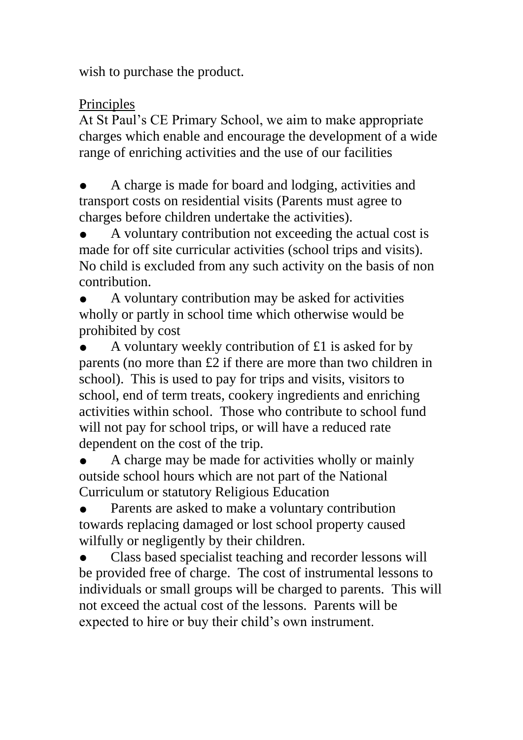wish to purchase the product.

<u>Principles</u>

At St Paul's CE Primary School, we aim to make appropriate charges which enable and encourage the development of a wide range of enriching activities and the use of our facilities

- A charge is made for board and lodging, activities and transport costs on residential visits (Parents must agree to charges before children undertake the activities).
- A voluntary contribution not exceeding the actual cost is made for off site curricular activities (school trips and visits). No child is excluded from any such activity on the basis of non contribution.
- A voluntary contribution may be asked for activities wholly or partly in school time which otherwise would be prohibited by cost
- A voluntary weekly contribution of £1 is asked for by parents (no more than £2 if there are more than two children in school). This is used to pay for trips and visits, visitors to school, end of term treats, cookery ingredients and enriching activities within school. Those who contribute to school fund will not pay for school trips, or will have a reduced rate dependent on the cost of the trip.
- A charge may be made for activities wholly or mainly outside school hours which are not part of the National Curriculum or statutory Religious Education
- Parents are asked to make a voluntary contribution towards replacing damaged or lost school property caused wilfully or negligently by their children.
- Class based specialist teaching and recorder lessons will be provided free of charge. The cost of instrumental lessons to individuals or small groups will be charged to parents. This will not exceed the actual cost of the lessons. Parents will be expected to hire or buy their child's own instrument.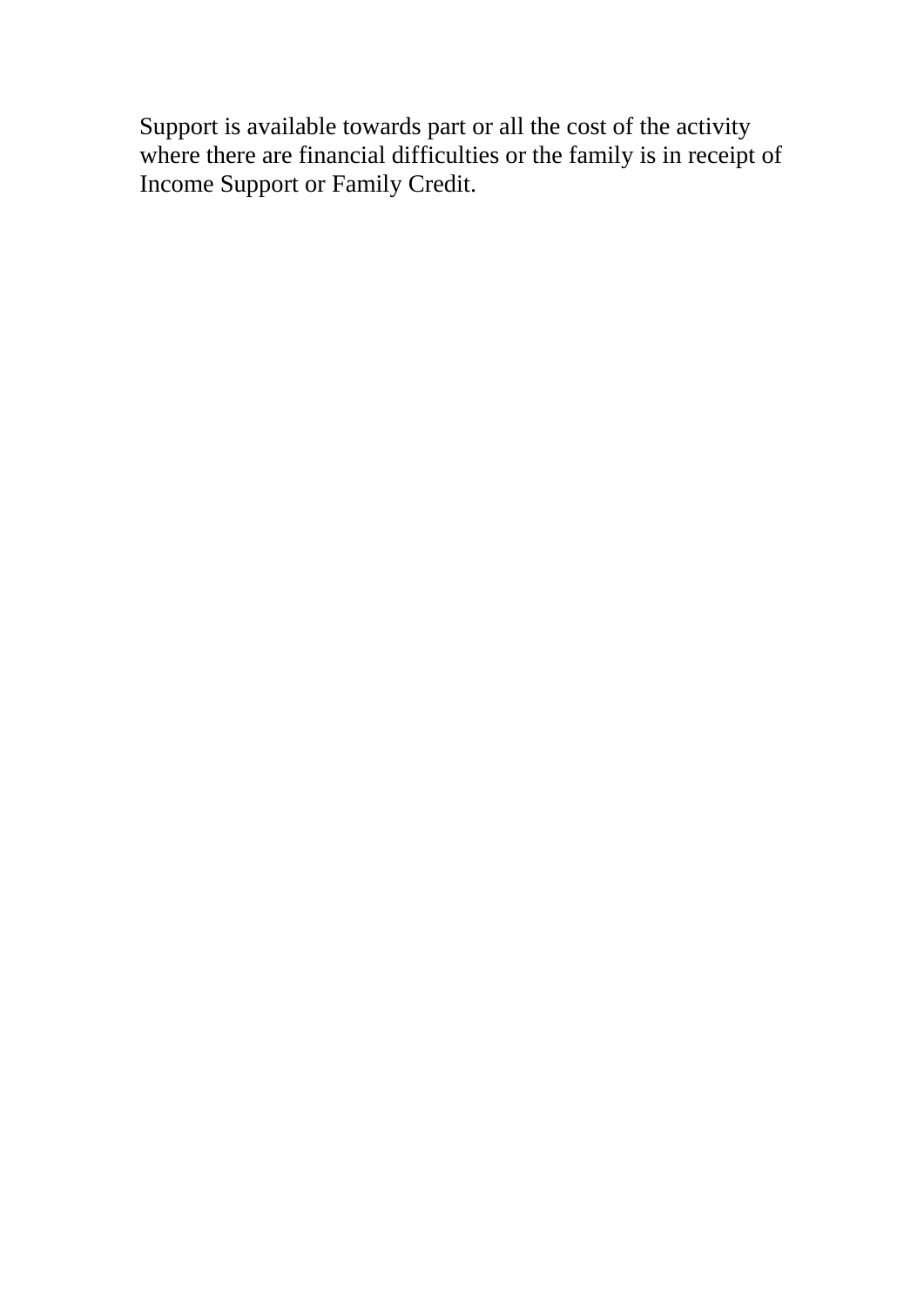Support is available towards part or all the cost of the activity where there are financial difficulties or the family is in receipt of Income Support or Family Credit.